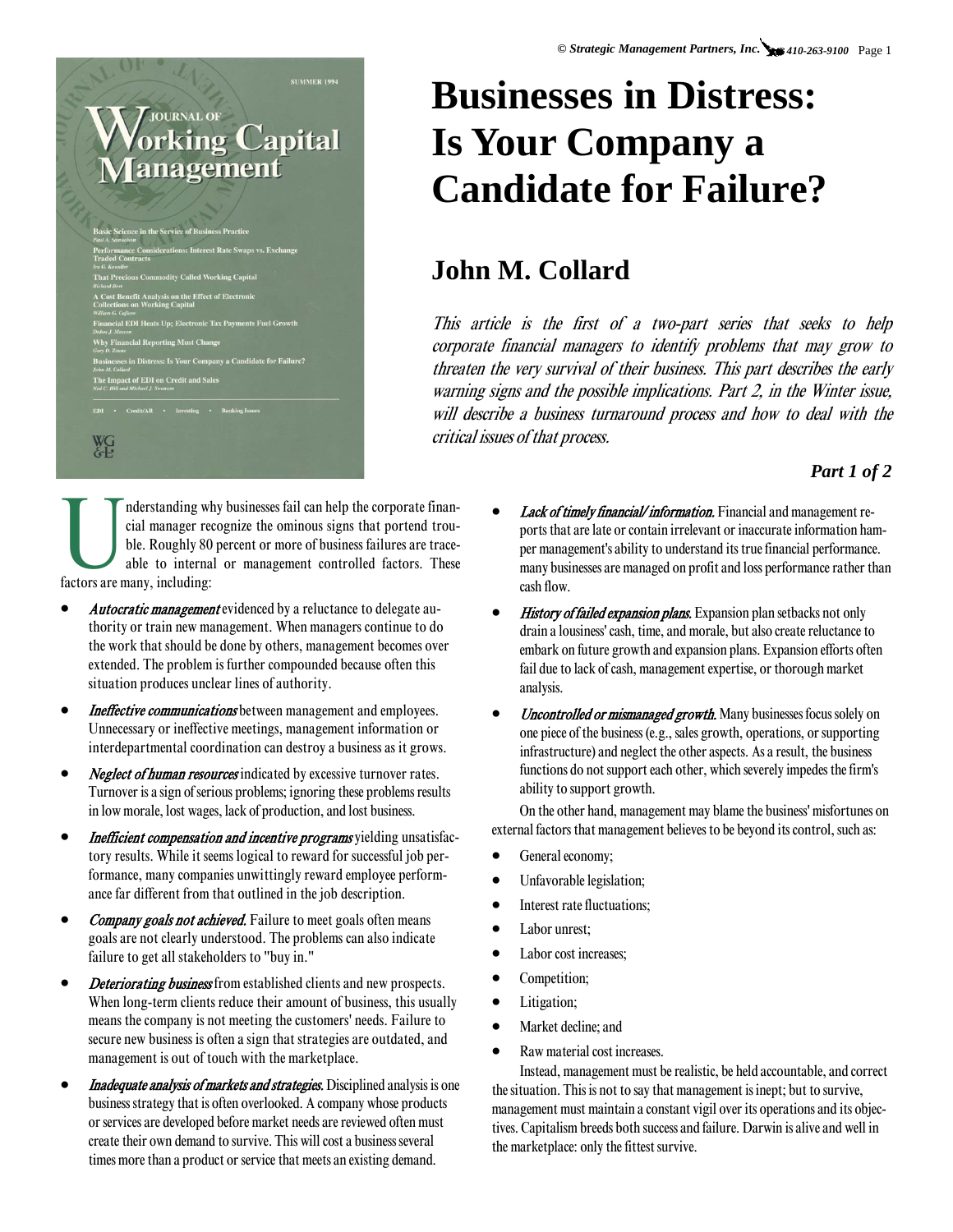# Businesses in Distress: Is Your Company a Candidate for Failure?

## John M. Collard

*This article is the first of a two-part series that seeks to help corporate financial managers to identify problems that may grow to threaten the very survival of their business. This part describes the early warning signs and the possible implications. Part 2, in the Winter issue, will describe a business turnaround process and how to deal with the critical issues of that process.*

***Part 1 of 2***

Understanding why businesses fail can help the corporate financial manager recognize the ominous signs that portend trouble. Roughly 80 percent or more of business failures are traceable to internal or management controlled factors. These factors are many, including:

- *Autocratic management* evidenced by a reluctance to delegate authority or train new management. When managers continue to do the work that should be done by others, management becomes over extended. The problem is further compounded because often this situation produces unclear lines of authority.
- *Ineffective communications* between management and employees. Unnecessary or ineffective meetings, management information or interdepartmental coordination can destroy a business as it grows.
- *Neglect of human resources* indicated by excessive turnover rates. Turnover is a sign of serious problems; ignoring these problems results in low morale, lost wages, lack of production, and lost business.
- *Inefficient compensation and incentive programs* yielding unsatisfactory results. While it seems logical to reward for successful job performance, many companies unwittingly reward employee performance far different from that outlined in the job description.
- *Company goals not achieved.* Failure to meet goals often means goals are not clearly understood. The problems can also indicate failure to get all stakeholders to "buy in."
- *Deteriorating business* from established clients and new prospects. When long-term clients reduce their amount of business, this usually means the company is not meeting the customers' needs. Failure to secure new business is often a sign that strategies are outdated, and management is out of touch with the marketplace.
- *Inadequate analysis of markets and strategies.* Disciplined analysis is one business strategy that is often overlooked. A company whose products or services are developed before market needs are reviewed often must create their own demand to survive. This will cost a business several times more than a product or service that meets an existing demand.
- *Lack of timely financial/ information.* Financial and management reports that are late or contain irrelevant or inaccurate information hamper management's ability to understand its true financial performance. many businesses are managed on profit and loss performance rather than cash flow.
- *History of failed expansion plans.* Expansion plan setbacks not only drain a lousiness' cash, time, and morale, but also create reluctance to embark on future growth and expansion plans. Expansion efforts often fail due to lack of cash, management expertise, or thorough market analysis.
- *Uncontrolled or mismanaged growth.* Many businesses focus solely on one piece of the business (e.g., sales growth, operations, or supporting infrastructure) and neglect the other aspects. As a result, the business functions do not support each other, which severely impedes the firm's ability to support growth.

On the other hand, management may blame the business' misfortunes on external factors that management believes to be beyond its control, such as:

- General economy;
- Unfavorable legislation;
- Interest rate fluctuations;
- Labor unrest;
- Labor cost increases;
- Competition;
- Litigation;
- Market decline; and
- Raw material cost increases.

Instead, management must be realistic, be held accountable, and correct the situation. This is not to say that management is inept; but to survive, management must maintain a constant vigil over its operations and its objectives. Capitalism breeds both success and failure. Darwin is alive and well in the marketplace: only the fittest survive.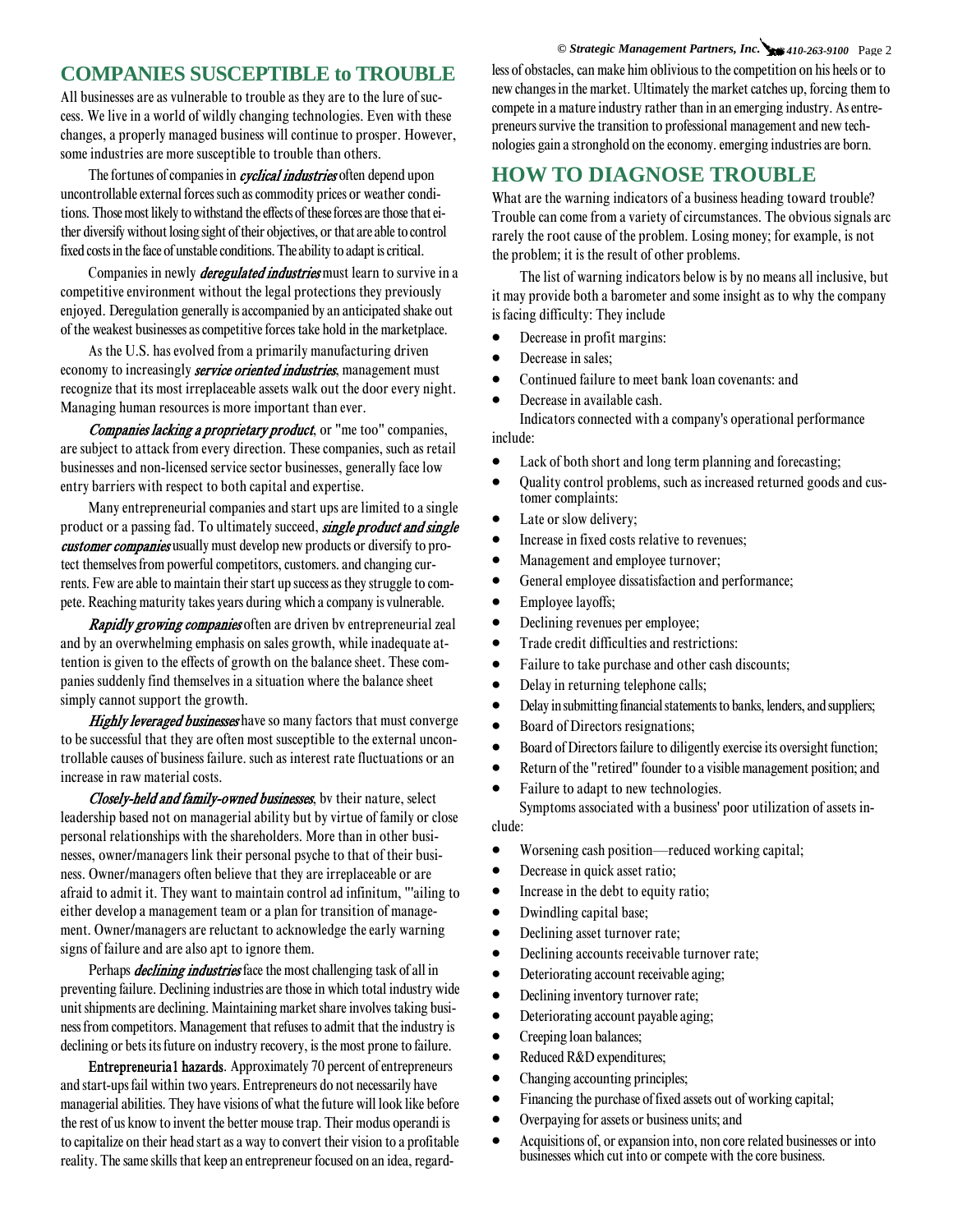## COMPANIES SUSCEPTIBLE to TROUBLE

All businesses are as vulnerable to trouble as they are to the lure of success. We live in a world of wildly changing technologies. Even with these changes, a properly managed business will continue to prosper. However, some industries are more susceptible to trouble than others.

The fortunes of companies in *cyclical industries* often depend upon uncontrollable external forces such as commodity prices or weather conditions. Those most likely to withstand the effects of these forces are those that either diversify without losing sight of their objectives, or that are able to control fixed costs in the face of unstable conditions. The ability to adapt is critical.

Companies in newly *deregulated industries* must learn to survive in a competitive environment without the legal protections they previously enjoyed. Deregulation generally is accompanied by an anticipated shake out of the weakest businesses as competitive forces take hold in the marketplace.

As the U.S. has evolved from a primarily manufacturing driven economy to increasingly *service oriented industries*, management must recognize that its most irreplaceable assets walk out the door every night. Managing human resources is more important than ever.

*Companies lacking a proprietary product*, or "me too" companies, are subject to attack from every direction. These companies, such as retail businesses and non-licensed service sector businesses, generally face low entry barriers with respect to both capital and expertise.

Many entrepreneurial companies and start ups are limited to a single product or a passing fad. To ultimately succeed, *single product and single customer companies* usually must develop new products or diversify to protect themselves from powerful competitors, customers. and changing currents. Few are able to maintain their start up success as they struggle to compete. Reaching maturity takes years during which a company is vulnerable.

*Rapidly growing companies* often are driven bv entrepreneurial zeal and by an overwhelming emphasis on sales growth, while inadequate attention is given to the effects of growth on the balance sheet. These companies suddenly find themselves in a situation where the balance sheet simply cannot support the growth.

*Highly leveraged businesses* have so many factors that must converge to be successful that they are often most susceptible to the external uncontrollable causes of business failure. such as interest rate fluctuations or an increase in raw material costs.

*Closely-held and family-owned businesses*, bv their nature, select leadership based not on managerial ability but by virtue of family or close personal relationships with the shareholders. More than in other businesses, owner/managers link their personal psyche to that of their business. Owner/managers often believe that they are irreplaceable or are afraid to admit it. They want to maintain control ad infinitum, "'ailing to either develop a management team or a plan for transition of management. Owner/managers are reluctant to acknowledge the early warning signs of failure and are also apt to ignore them.

Perhaps *declining industries* face the most challenging task of all in preventing failure. Declining industries are those in which total industry wide unit shipments are declining. Maintaining market share involves taking business from competitors. Management that refuses to admit that the industry is declining or bets its future on industry recovery, is the most prone to failure.

**Entrepreneuria1 hazards**. Approximately 70 percent of entrepreneurs and start-ups fail within two years. Entrepreneurs do not necessarily have managerial abilities. They have visions of what the future will look like before the rest of us know to invent the better mouse trap. Their modus operandi is to capitalize on their head start as a way to convert their vision to a profitable reality. The same skills that keep an entrepreneur focused on an idea, regardless of obstacles, can make him oblivious to the competition on his heels or to new changes in the market. Ultimately the market catches up, forcing them to compete in a mature industry rather than in an emerging industry. As entrepreneurs survive the transition to professional management and new technologies gain a stronghold on the economy. emerging industries are born.

## HOW TO DIAGNOSE TROUBLE

What are the warning indicators of a business heading toward trouble? Trouble can come from a variety of circumstances. The obvious signals arc rarely the root cause of the problem. Losing money; for example, is not the problem; it is the result of other problems.

The list of warning indicators below is by no means all inclusive, but it may provide both a barometer and some insight as to why the company is facing difficulty: They include

- Decrease in profit margins:
- Decrease in sales;
- Continued failure to meet bank loan covenants: and
- Decrease in available cash.

Indicators connected with a company's operational performance include:

- Lack of both short and long term planning and forecasting;
- Quality control problems, such as increased returned goods and customer complaints:
- Late or slow delivery;
- Increase in fixed costs relative to revenues;
- Management and employee turnover;
- General employee dissatisfaction and performance;
- Employee layoffs;
- Declining revenues per employee;
- Trade credit difficulties and restrictions:
- Failure to take purchase and other cash discounts;
- Delay in returning telephone calls;
- Delay in submitting financial statements to banks, lenders, and suppliers;
- Board of Directors resignations;
- Board of Directors failure to diligently exercise its oversight function;
- Return of the "retired" founder to a visible management position; and
- Failure to adapt to new technologies.

Symptoms associated with a business' poor utilization of assets include:

- Worsening cash position—reduced working capital;
- Decrease in quick asset ratio;
- Increase in the debt to equity ratio;
- Dwindling capital base;
- Declining asset turnover rate;
- Declining accounts receivable turnover rate;
- Deteriorating account receivable aging;
- Declining inventory turnover rate;
- Deteriorating account payable aging;
- Creeping loan balances;
- Reduced R&D expenditures;
- Changing accounting principles;
- Financing the purchase of fixed assets out of working capital;
- Overpaying for assets or business units; and
- Acquisitions of, or expansion into, non core related businesses or into businesses which cut into or compete with the core business.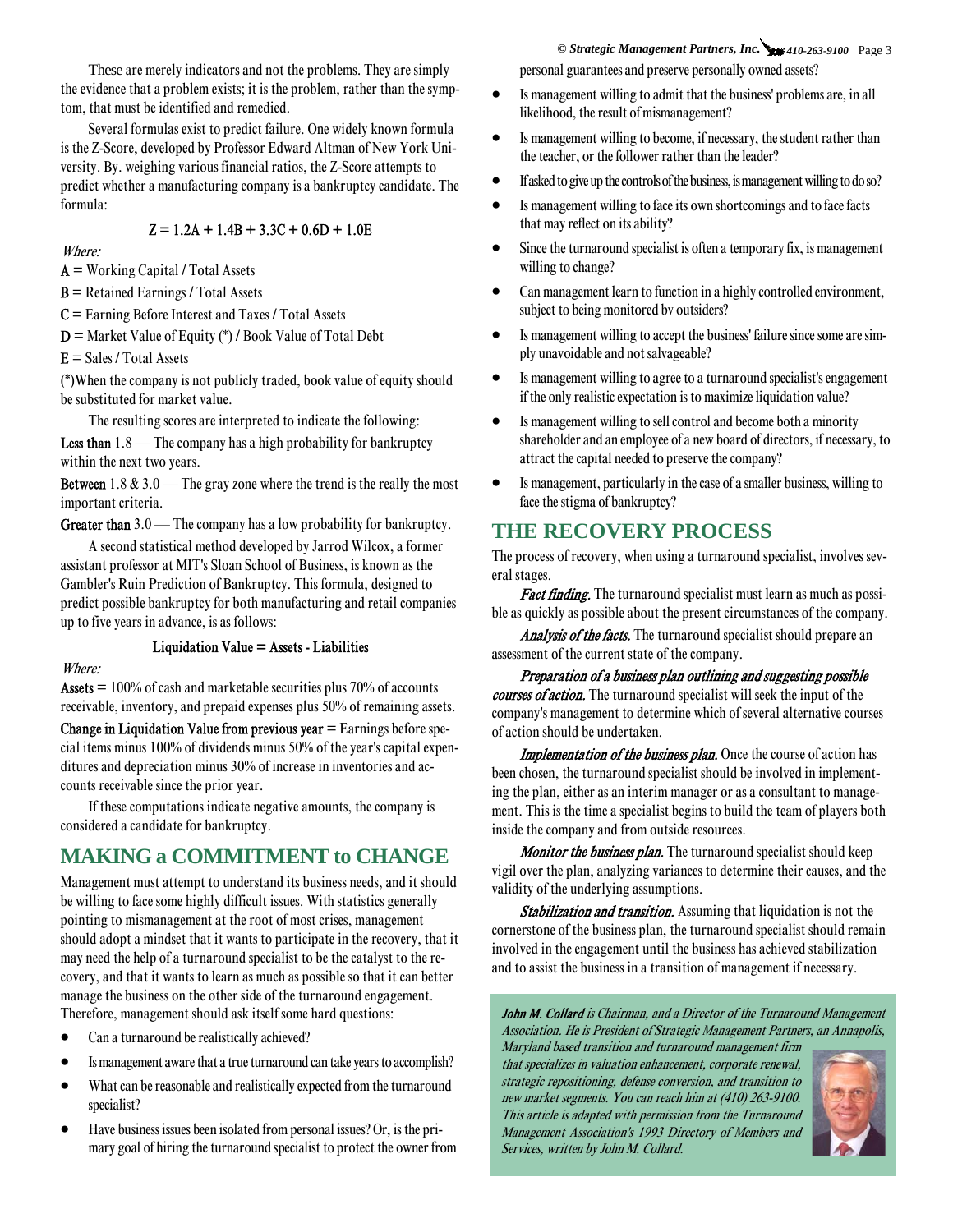These are merely indicators and not the problems. They are simply the evidence that a problem exists; it is the problem, rather than the symptom, that must be identified and remedied.

Several formulas exist to predict failure. One widely known formula is the Z-Score, developed by Professor Edward Altman of New York University. By. weighing various financial ratios, the Z-Score attempts to predict whether a manufacturing company is a bankruptcy candidate. The formula:

$$Z = 1.2A + 1.4B + 3.3C + 0.6D + 1.0E$$

*Where:*

A = Working Capital / Total Assets

B = Retained Earnings / Total Assets

C = Earning Before Interest and Taxes / Total Assets

D = Market Value of Equity (*) / Book Value of Total Debt

E = Sales / Total Assets

(*)When the company is not publicly traded, book value of equity should be substituted for market value.

The resulting scores are interpreted to indicate the following:

**Less than** 1.8 — The company has a high probability for bankruptcy within the next two years.

**Between** 1.8 & 3.0 — The gray zone where the trend is the really the most important criteria.

**Greater than** 3.0 — The company has a low probability for bankruptcy.

A second statistical method developed by Jarrod Wilcox, a former assistant professor at MIT's Sloan School of Business, is known as the Gambler's Ruin Prediction of Bankruptcy. This formula, designed to predict possible bankruptcy for both manufacturing and retail companies up to five years in advance, is as follows:

**Liquidation Value = Assets - Liabilities**

*Where:*

**Assets** = 100% of cash and marketable securities plus 70% of accounts receivable, inventory, and prepaid expenses plus 50% of remaining assets.

**Change in Liquidation Value from previous year** = Earnings before special items minus 100% of dividends minus 50% of the year's capital expenditures and depreciation minus 30% of increase in inventories and accounts receivable since the prior year.

If these computations indicate negative amounts, the company is considered a candidate for bankruptcy.

## MAKING a COMMITMENT to CHANGE

Management must attempt to understand its business needs, and it should be willing to face some highly difficult issues. With statistics generally pointing to mismanagement at the root of most crises, management should adopt a mindset that it wants to participate in the recovery, that it may need the help of a turnaround specialist to be the catalyst to the recovery, and that it wants to learn as much as possible so that it can better manage the business on the other side of the turnaround engagement. Therefore, management should ask itself some hard questions:

- Can a turnaround be realistically achieved?
- Is management aware that a true turnaround can take years to accomplish?
- What can be reasonable and realistically expected from the turnaround specialist?
- Have business issues been isolated from personal issues? Or, is the primary goal of hiring the turnaround specialist to protect the owner from personal guarantees and preserve personally owned assets?
- Is management willing to admit that the business' problems are, in all likelihood, the result of mismanagement?
- Is management willing to become, if necessary, the student rather than the teacher, or the follower rather than the leader?
- If asked to give up the controls of the business, is management willing to do so?
- Is management willing to face its own shortcomings and to face facts that may reflect on its ability?
- Since the turnaround specialist is often a temporary fix, is management willing to change?
- Can management learn to function in a highly controlled environment, subject to being monitored bv outsiders?
- Is management willing to accept the business' failure since some are simply unavoidable and not salvageable?
- Is management willing to agree to a turnaround specialist's engagement if the only realistic expectation is to maximize liquidation value?
- Is management willing to sell control and become both a minority shareholder and an employee of a new board of directors, if necessary, to attract the capital needed to preserve the company?
- Is management, particularly in the case of a smaller business, willing to face the stigma of bankruptcy?

## THE RECOVERY PROCESS

The process of recovery, when using a turnaround specialist, involves several stages.

***Fact finding.*** The turnaround specialist must learn as much as possible as quickly as possible about the present circumstances of the company.

***Analysis of the facts.*** The turnaround specialist should prepare an assessment of the current state of the company.

***Preparation of a business plan outlining and suggesting possible courses of action.*** The turnaround specialist will seek the input of the company's management to determine which of several alternative courses of action should be undertaken.

***Implementation of the business plan.*** Once the course of action has been chosen, the turnaround specialist should be involved in implementing the plan, either as an interim manager or as a consultant to management. This is the time a specialist begins to build the team of players both inside the company and from outside resources.

***Monitor the business plan.*** The turnaround specialist should keep vigil over the plan, analyzing variances to determine their causes, and the validity of the underlying assumptions.

***Stabilization and transition.*** Assuming that liquidation is not the cornerstone of the business plan, the turnaround specialist should remain involved in the engagement until the business has achieved stabilization and to assist the business in a transition of management if necessary.

***John M. Collard*** *is Chairman, and a Director of the Turnaround Management Association. He is President of Strategic Management Partners, an Annapolis, Maryland based transition and turnaround management firm that specializes in valuation enhancement, corporate renewal, strategic repositioning, defense conversion, and transition to new market segments. You can reach him at (410) 263-9100. This article is adapted with permission from the Turnaround Management Association's 1993 Directory of Members and Services, written by John M. Collard.*